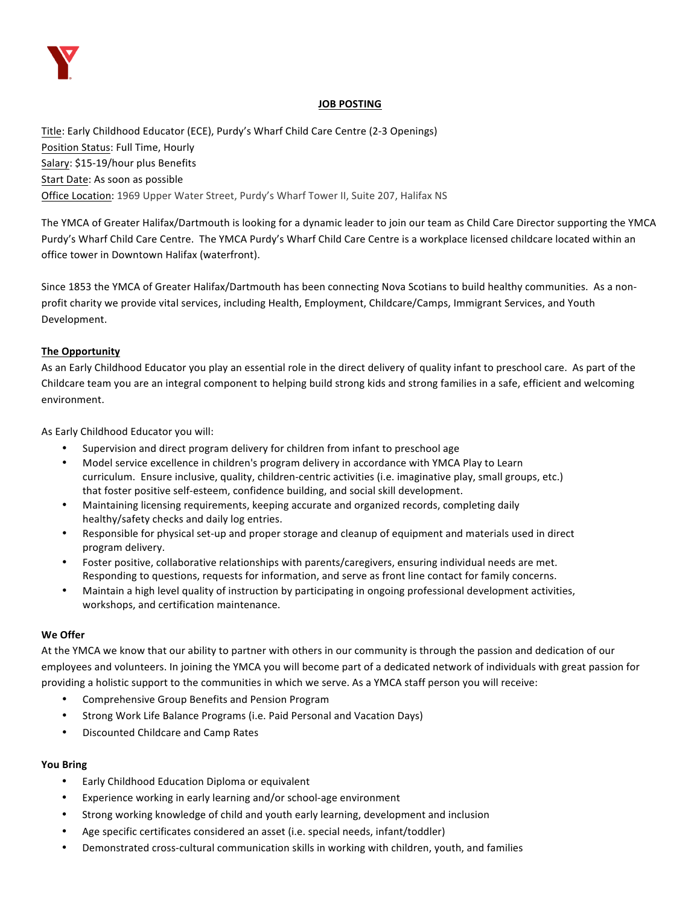# JOB POSTING

Title: Early Childhood Educator (ECE), Purdy's Wharf Child Care Centre (2-3 Openings)
Position Status: Full Time, Hourly
Salary: $15-19/hour plus Benefits
Start Date: As soon as possible
Office Location: 1969 Upper Water Street, Purdy's Wharf Tower II, Suite 207, Halifax NS

The YMCA of Greater Halifax/Dartmouth is looking for a dynamic leader to join our team as Child Care Director supporting the YMCA Purdy's Wharf Child Care Centre. The YMCA Purdy's Wharf Child Care Centre is a workplace licensed childcare located within an office tower in Downtown Halifax (waterfront).

Since 1853 the YMCA of Greater Halifax/Dartmouth has been connecting Nova Scotians to build healthy communities. As a non-profit charity we provide vital services, including Health, Employment, Childcare/Camps, Immigrant Services, and Youth Development.

## The Opportunity

As an Early Childhood Educator you play an essential role in the direct delivery of quality infant to preschool care. As part of the Childcare team you are an integral component to helping build strong kids and strong families in a safe, efficient and welcoming environment.

As Early Childhood Educator you will:

- Supervision and direct program delivery for children from infant to preschool age
- Model service excellence in children's program delivery in accordance with YMCA Play to Learn curriculum. Ensure inclusive, quality, children-centric activities (i.e. imaginative play, small groups, etc.) that foster positive self-esteem, confidence building, and social skill development.
- Maintaining licensing requirements, keeping accurate and organized records, completing daily healthy/safety checks and daily log entries.
- Responsible for physical set-up and proper storage and cleanup of equipment and materials used in direct program delivery.
- Foster positive, collaborative relationships with parents/caregivers, ensuring individual needs are met. Responding to questions, requests for information, and serve as front line contact for family concerns.
- Maintain a high level quality of instruction by participating in ongoing professional development activities, workshops, and certification maintenance.

## We Offer

At the YMCA we know that our ability to partner with others in our community is through the passion and dedication of our employees and volunteers. In joining the YMCA you will become part of a dedicated network of individuals with great passion for providing a holistic support to the communities in which we serve. As a YMCA staff person you will receive:

- Comprehensive Group Benefits and Pension Program
- Strong Work Life Balance Programs (i.e. Paid Personal and Vacation Days)
- Discounted Childcare and Camp Rates

## You Bring

- Early Childhood Education Diploma or equivalent
- Experience working in early learning and/or school-age environment
- Strong working knowledge of child and youth early learning, development and inclusion
- Age specific certificates considered an asset (i.e. special needs, infant/toddler)
- Demonstrated cross-cultural communication skills in working with children, youth, and families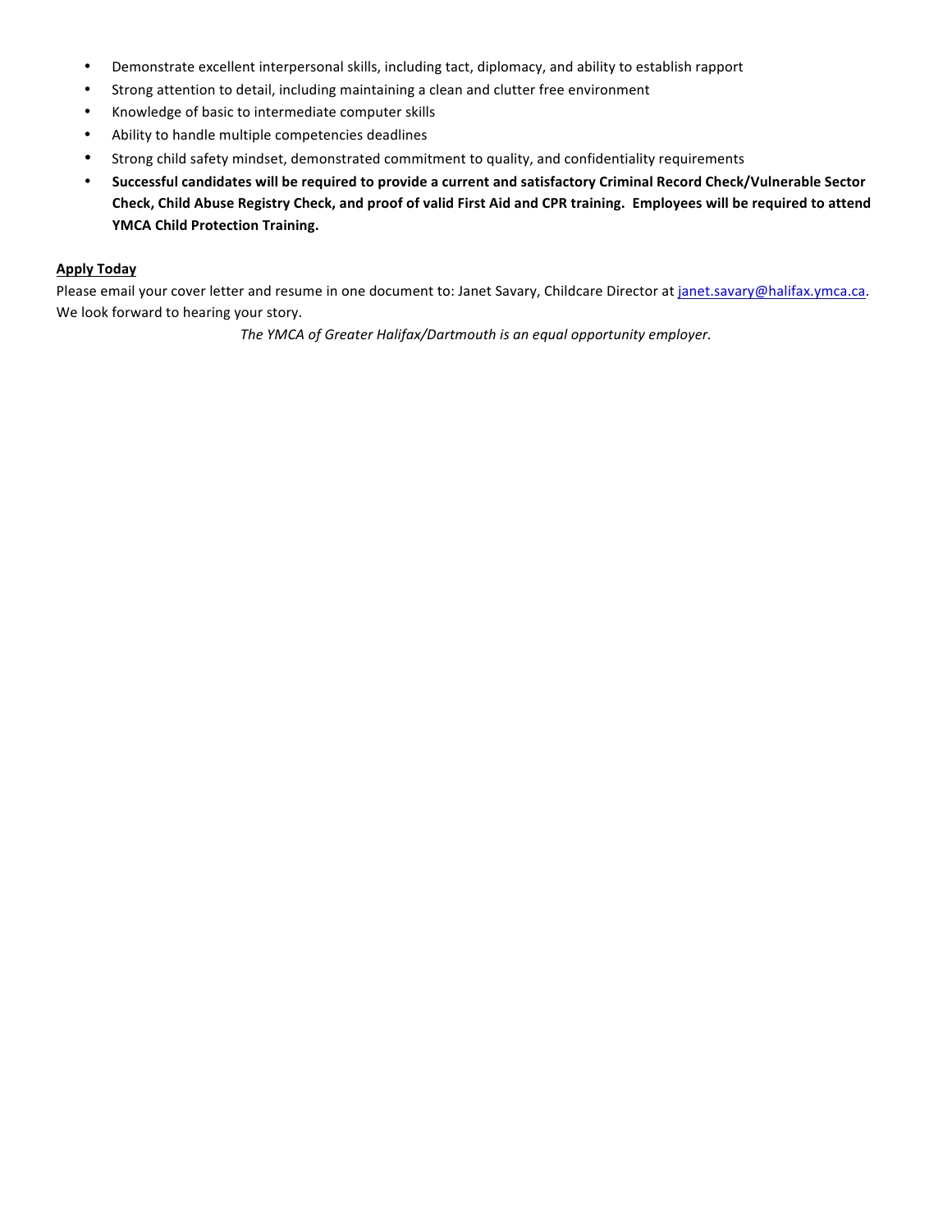- Demonstrate excellent interpersonal skills, including tact, diplomacy, and ability to establish rapport
- Strong attention to detail, including maintaining a clean and clutter free environment
- Knowledge of basic to intermediate computer skills
- Ability to handle multiple competencies deadlines
- Strong child safety mindset, demonstrated commitment to quality, and confidentiality requirements
- **Successful candidates will be required to provide a current and satisfactory Criminal Record Check/Vulnerable Sector Check, Child Abuse Registry Check, and proof of valid First Aid and CPR training. Employees will be required to attend YMCA Child Protection Training.**

**Apply Today**

Please email your cover letter and resume in one document to: Janet Savary, Childcare Director at janet.savary@halifax.ymca.ca. We look forward to hearing your story.

*The YMCA of Greater Halifax/Dartmouth is an equal opportunity employer.*